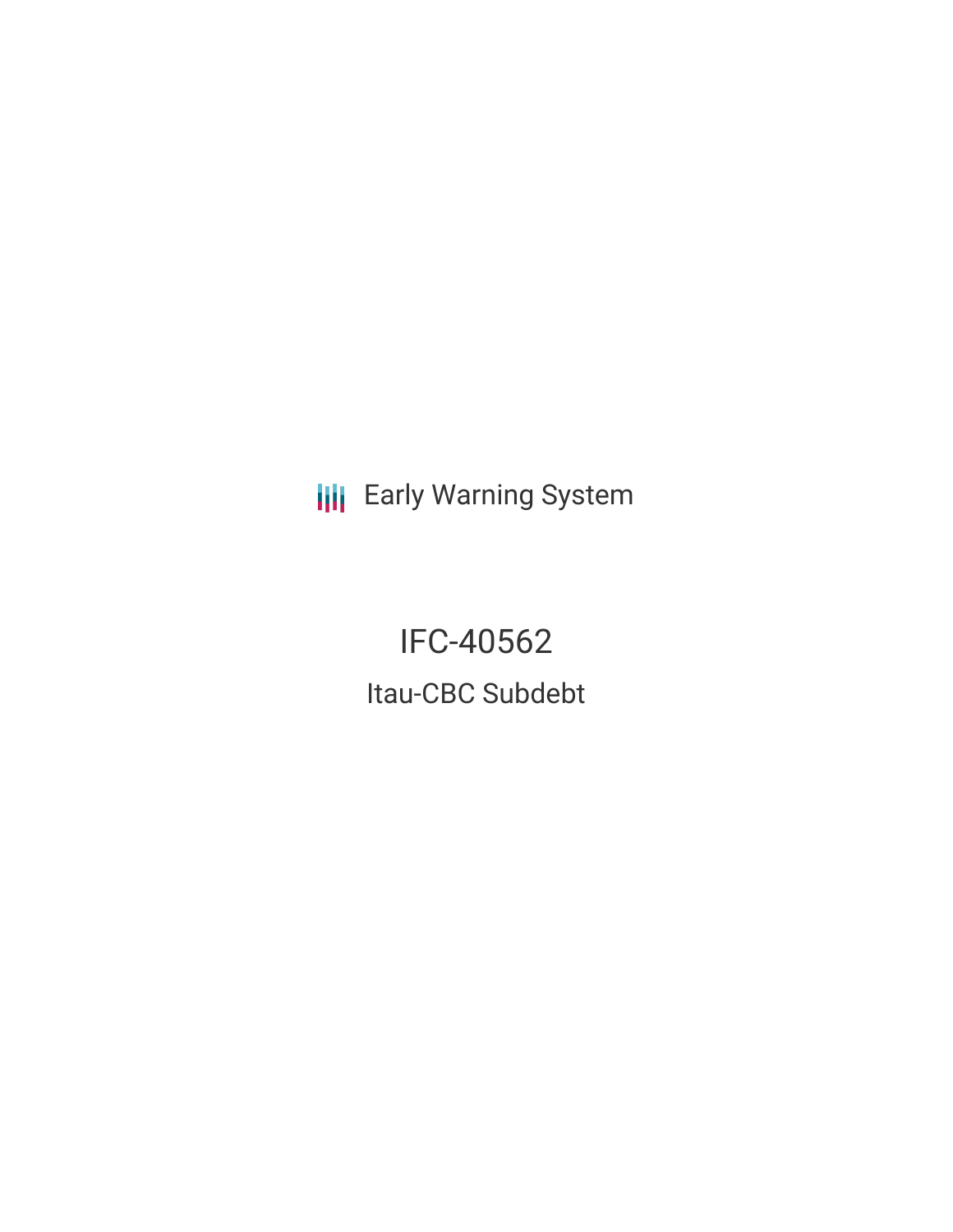Early Warning System

# IFC-40562

## Itau-CBC Subdebt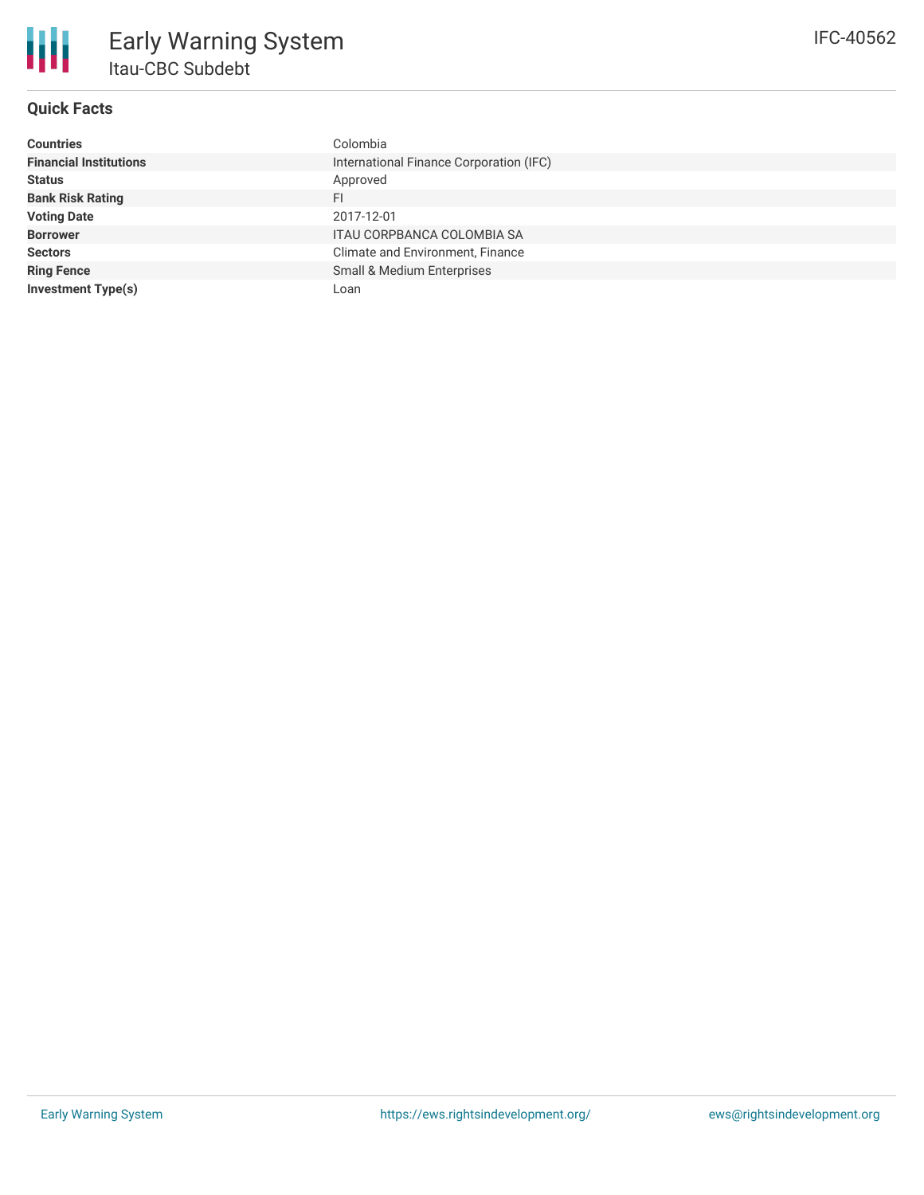# Early Warning System

## Itau-CBC Subdebt

IFC-40562

### Quick Facts

| | |
|---|---|
| **Countries** | Colombia |
| **Financial Institutions** | International Finance Corporation (IFC) |
| **Status** | Approved |
| **Bank Risk Rating** | FI |
| **Voting Date** | 2017-12-01 |
| **Borrower** | ITAU CORPBANCA COLOMBIA SA |
| **Sectors** | Climate and Environment, Finance |
| **Ring Fence** | Small & Medium Enterprises |
| **Investment Type(s)** | Loan |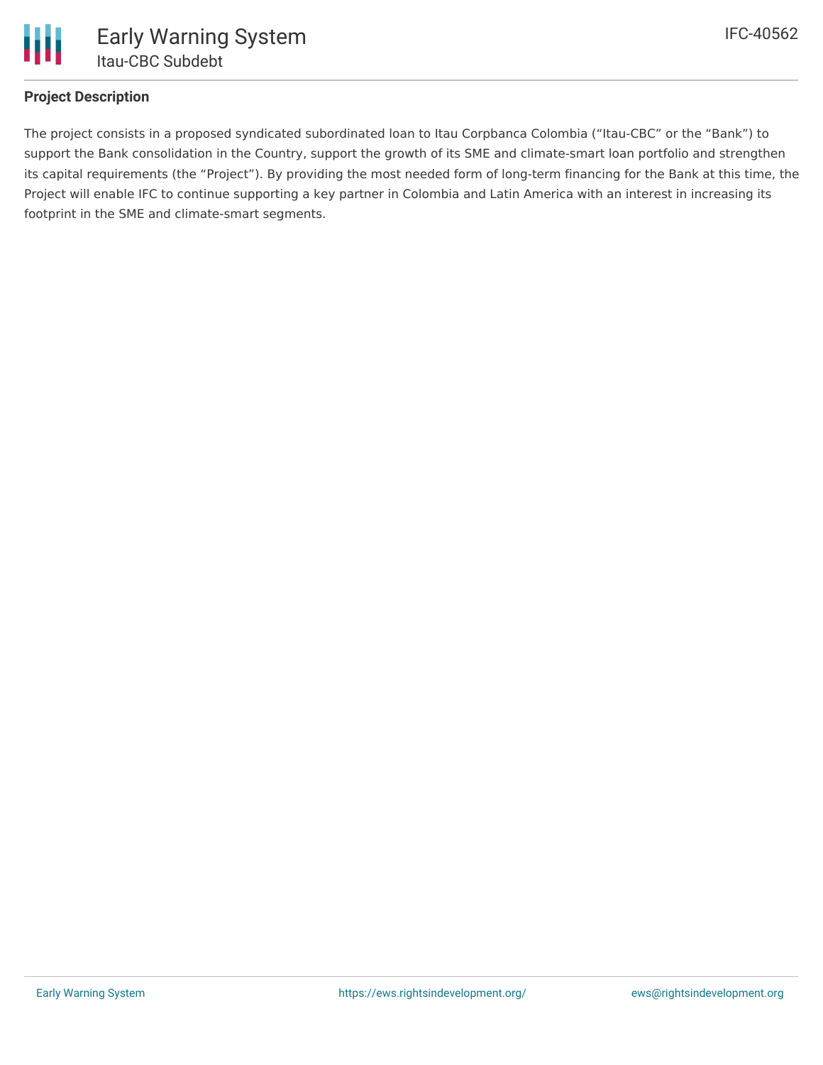## Project Description

The project consists in a proposed syndicated subordinated loan to Itau Corpbanca Colombia ("Itau-CBC" or the "Bank") to support the Bank consolidation in the Country, support the growth of its SME and climate-smart loan portfolio and strengthen its capital requirements (the "Project"). By providing the most needed form of long-term financing for the Bank at this time, the Project will enable IFC to continue supporting a key partner in Colombia and Latin America with an interest in increasing its footprint in the SME and climate-smart segments.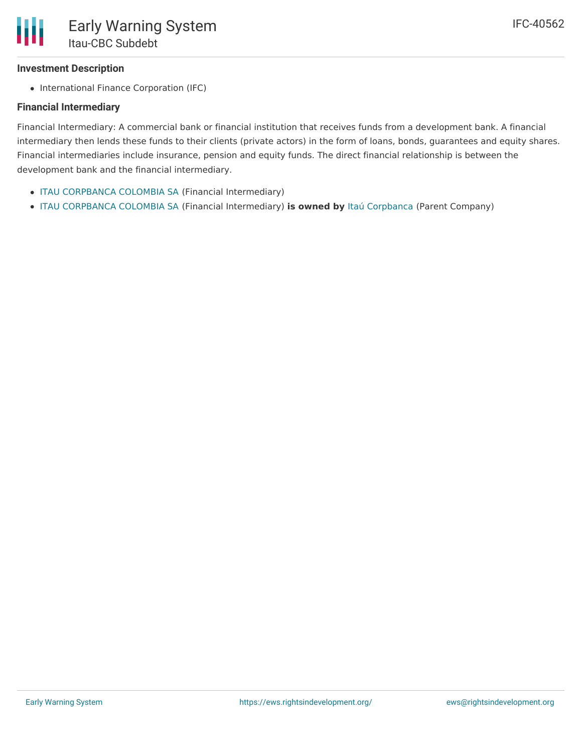### Investment Description

- International Finance Corporation (IFC)

### Financial Intermediary

Financial Intermediary: A commercial bank or financial institution that receives funds from a development bank. A financial intermediary then lends these funds to their clients (private actors) in the form of loans, bonds, guarantees and equity shares. Financial intermediaries include insurance, pension and equity funds. The direct financial relationship is between the development bank and the financial intermediary.

- ITAU CORPBANCA COLOMBIA SA (Financial Intermediary)
- ITAU CORPBANCA COLOMBIA SA (Financial Intermediary) **is owned by** Itaú Corpbanca (Parent Company)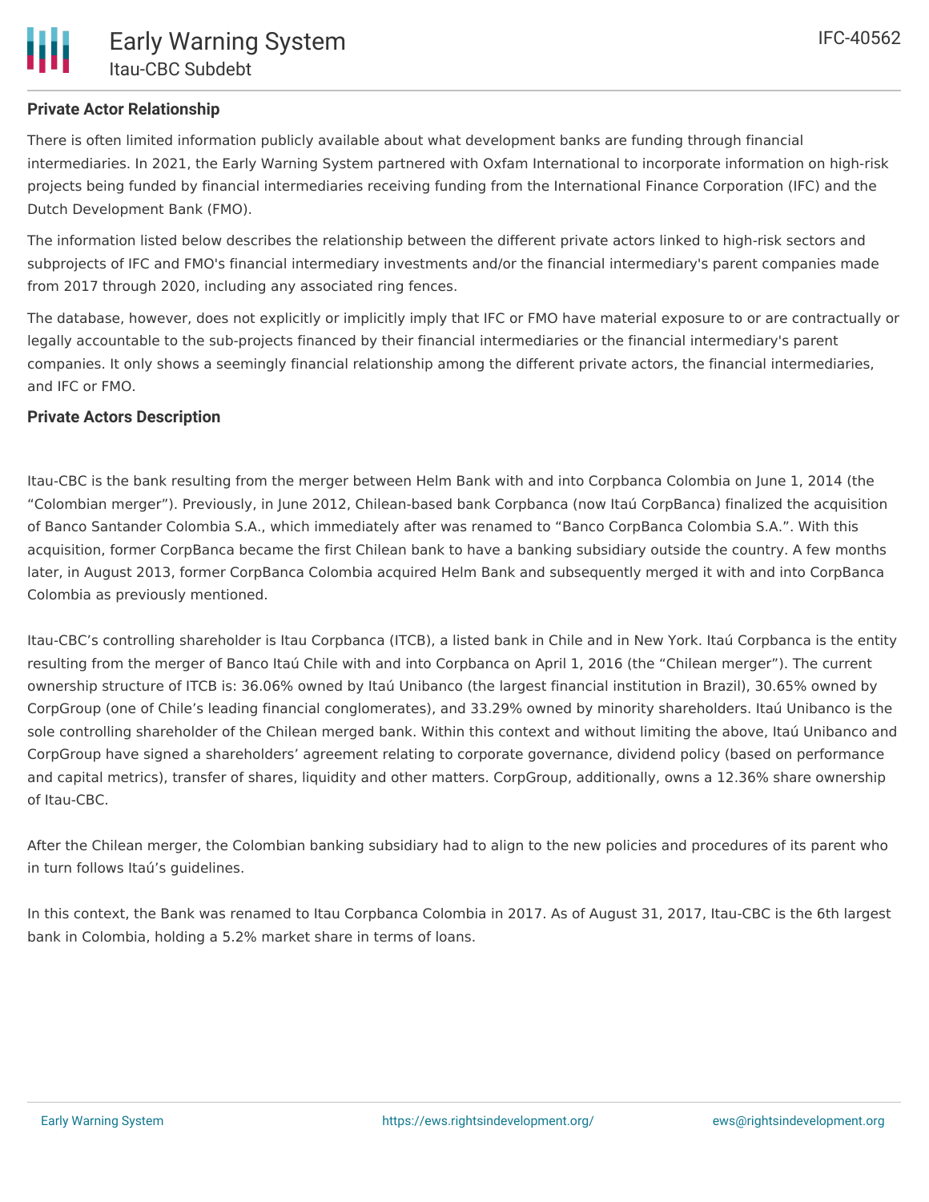**Private Actor Relationship**

There is often limited information publicly available about what development banks are funding through financial intermediaries. In 2021, the Early Warning System partnered with Oxfam International to incorporate information on high-risk projects being funded by financial intermediaries receiving funding from the International Finance Corporation (IFC) and the Dutch Development Bank (FMO).

The information listed below describes the relationship between the different private actors linked to high-risk sectors and subprojects of IFC and FMO's financial intermediary investments and/or the financial intermediary's parent companies made from 2017 through 2020, including any associated ring fences.

The database, however, does not explicitly or implicitly imply that IFC or FMO have material exposure to or are contractually or legally accountable to the sub-projects financed by their financial intermediaries or the financial intermediary's parent companies. It only shows a seemingly financial relationship among the different private actors, the financial intermediaries, and IFC or FMO.

**Private Actors Description**

Itau-CBC is the bank resulting from the merger between Helm Bank with and into Corpbanca Colombia on June 1, 2014 (the "Colombian merger"). Previously, in June 2012, Chilean-based bank Corpbanca (now Itaú CorpBanca) finalized the acquisition of Banco Santander Colombia S.A., which immediately after was renamed to "Banco CorpBanca Colombia S.A.". With this acquisition, former CorpBanca became the first Chilean bank to have a banking subsidiary outside the country. A few months later, in August 2013, former CorpBanca Colombia acquired Helm Bank and subsequently merged it with and into CorpBanca Colombia as previously mentioned.

Itau-CBC's controlling shareholder is Itau Corpbanca (ITCB), a listed bank in Chile and in New York. Itaú Corpbanca is the entity resulting from the merger of Banco Itaú Chile with and into Corpbanca on April 1, 2016 (the "Chilean merger"). The current ownership structure of ITCB is: 36.06% owned by Itaú Unibanco (the largest financial institution in Brazil), 30.65% owned by CorpGroup (one of Chile's leading financial conglomerates), and 33.29% owned by minority shareholders. Itaú Unibanco is the sole controlling shareholder of the Chilean merged bank. Within this context and without limiting the above, Itaú Unibanco and CorpGroup have signed a shareholders' agreement relating to corporate governance, dividend policy (based on performance and capital metrics), transfer of shares, liquidity and other matters. CorpGroup, additionally, owns a 12.36% share ownership of Itau-CBC.

After the Chilean merger, the Colombian banking subsidiary had to align to the new policies and procedures of its parent who in turn follows Itaú's guidelines.

In this context, the Bank was renamed to Itau Corpbanca Colombia in 2017. As of August 31, 2017, Itau-CBC is the 6th largest bank in Colombia, holding a 5.2% market share in terms of loans.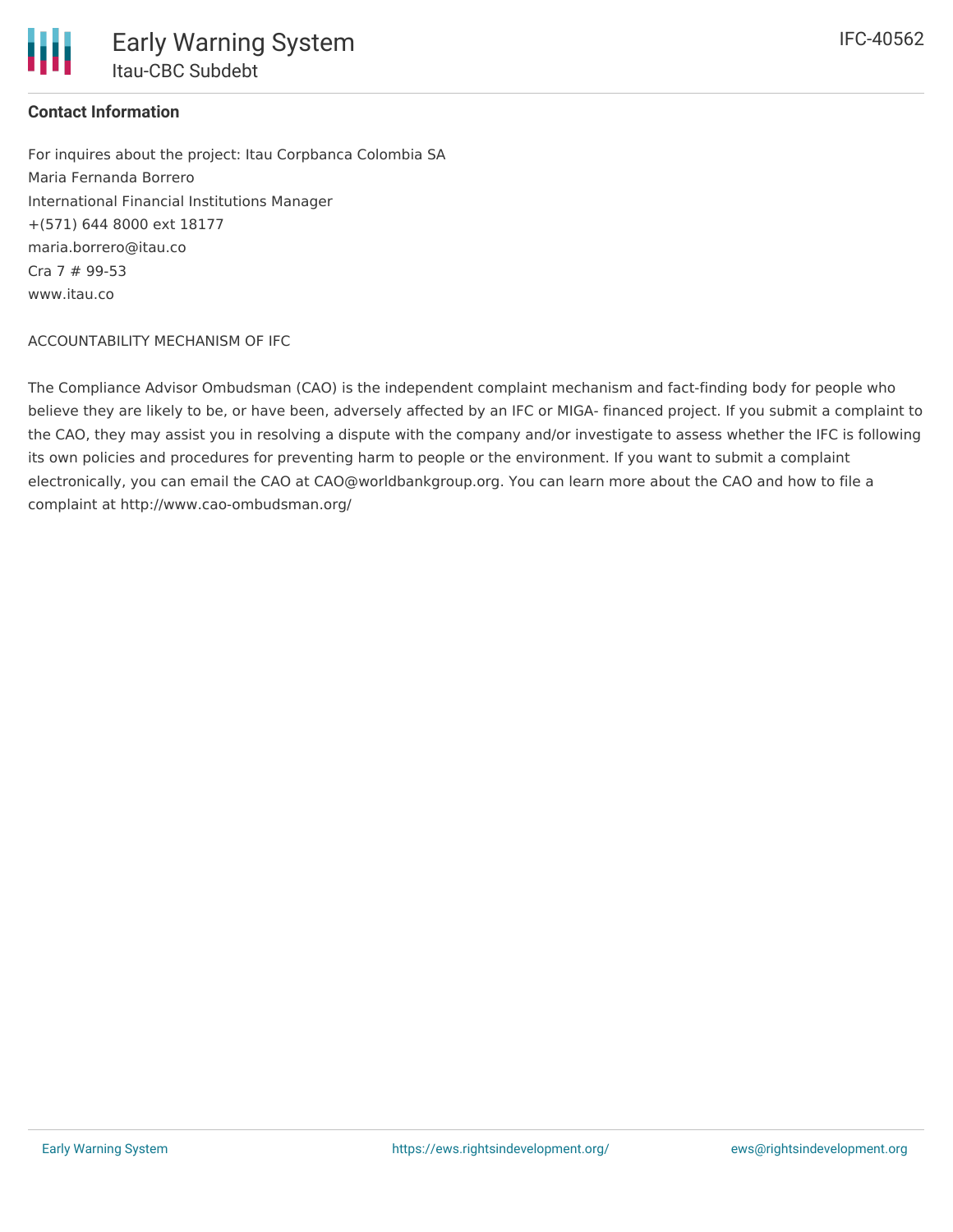**Contact Information**

For inquires about the project: Itau Corpbanca Colombia SA
Maria Fernanda Borrero
International Financial Institutions Manager
+(571) 644 8000 ext 18177
maria.borrero@itau.co
Cra 7 # 99-53
www.itau.co

ACCOUNTABILITY MECHANISM OF IFC

The Compliance Advisor Ombudsman (CAO) is the independent complaint mechanism and fact-finding body for people who believe they are likely to be, or have been, adversely affected by an IFC or MIGA- financed project. If you submit a complaint to the CAO, they may assist you in resolving a dispute with the company and/or investigate to assess whether the IFC is following its own policies and procedures for preventing harm to people or the environment. If you want to submit a complaint electronically, you can email the CAO at CAO@worldbankgroup.org. You can learn more about the CAO and how to file a complaint at http://www.cao-ombudsman.org/